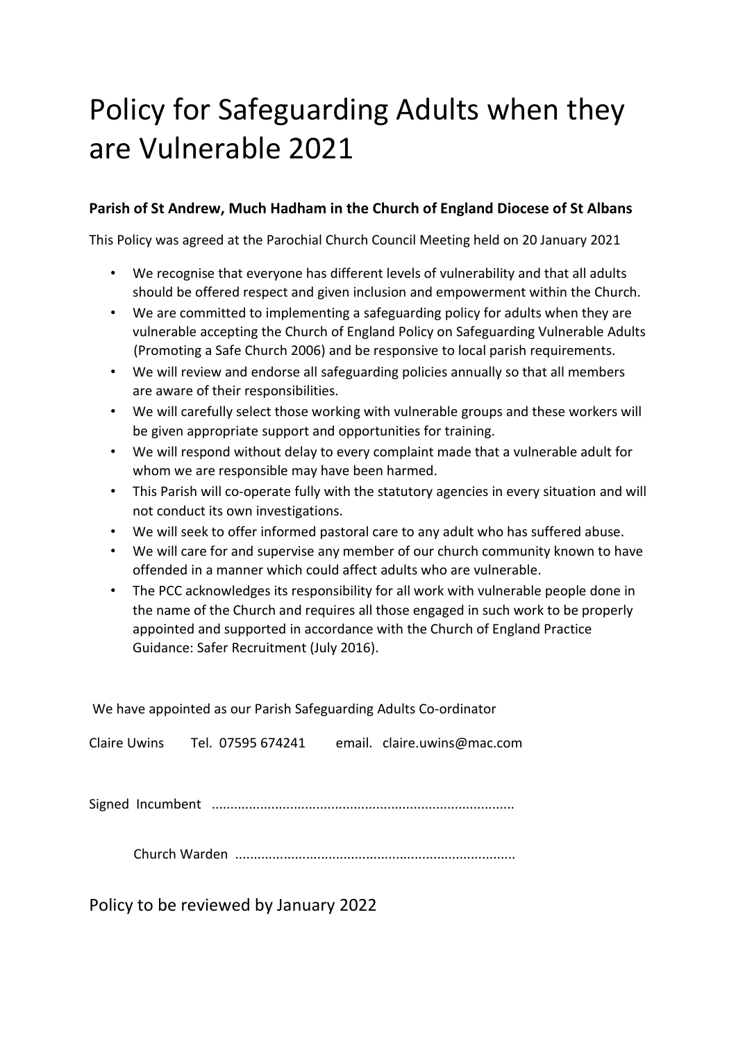# Policy for Safeguarding Adults when they are Vulnerable 2021

**Parish of St Andrew, Much Hadham in the Church of England Diocese of St Albans**

This Policy was agreed at the Parochial Church Council Meeting held on 20 January 2021

- We recognise that everyone has different levels of vulnerability and that all adults should be offered respect and given inclusion and empowerment within the Church.
- We are committed to implementing a safeguarding policy for adults when they are vulnerable accepting the Church of England Policy on Safeguarding Vulnerable Adults (Promoting a Safe Church 2006) and be responsive to local parish requirements.
- We will review and endorse all safeguarding policies annually so that all members are aware of their responsibilities.
- We will carefully select those working with vulnerable groups and these workers will be given appropriate support and opportunities for training.
- We will respond without delay to every complaint made that a vulnerable adult for whom we are responsible may have been harmed.
- This Parish will co-operate fully with the statutory agencies in every situation and will not conduct its own investigations.
- We will seek to offer informed pastoral care to any adult who has suffered abuse.
- We will care for and supervise any member of our church community known to have offended in a manner which could affect adults who are vulnerable.
- The PCC acknowledges its responsibility for all work with vulnerable people done in the name of the Church and requires all those engaged in such work to be properly appointed and supported in accordance with the Church of England Practice Guidance: Safer Recruitment (July 2016).

We have appointed as our Parish Safeguarding Adults Co-ordinator

Claire Uwins Tel. 07595 674241 email. claire.uwins@mac.com

Signed Incumbent ................................................................................

Church Warden ..........................................................................

Policy to be reviewed by January 2022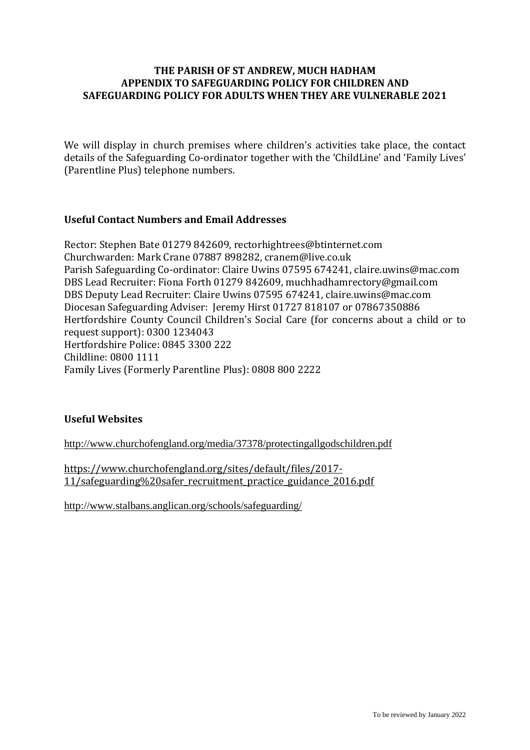# THE PARISH OF ST ANDREW, MUCH HADHAM
# APPENDIX TO SAFEGUARDING POLICY FOR CHILDREN AND SAFEGUARDING POLICY FOR ADULTS WHEN THEY ARE VULNERABLE 2021

We will display in church premises where children's activities take place, the contact details of the Safeguarding Co-ordinator together with the 'ChildLine' and 'Family Lives' (Parentline Plus) telephone numbers.

## Useful Contact Numbers and Email Addresses

Rector: Stephen Bate 01279 842609, rectorhightrees@btinternet.com
Churchwarden: Mark Crane 07887 898282, cranem@live.co.uk
Parish Safeguarding Co-ordinator: Claire Uwins 07595 674241, claire.uwins@mac.com
DBS Lead Recruiter: Fiona Forth 01279 842609, muchhadhamrectory@gmail.com
DBS Deputy Lead Recruiter: Claire Uwins 07595 674241, claire.uwins@mac.com
Diocesan Safeguarding Adviser: Jeremy Hirst 01727 818107 or 07867350886
Hertfordshire County Council Children's Social Care (for concerns about a child or to request support): 0300 1234043
Hertfordshire Police: 0845 3300 222
Childline: 0800 1111
Family Lives (Formerly Parentline Plus): 0808 800 2222

## Useful Websites

http://www.churchofengland.org/media/37378/protectingallgodschildren.pdf

https://www.churchofengland.org/sites/default/files/2017-11/safeguarding%20safer_recruitment_practice_guidance_2016.pdf

http://www.stalbans.anglican.org/schools/safeguarding/

To be reviewed by January 2022